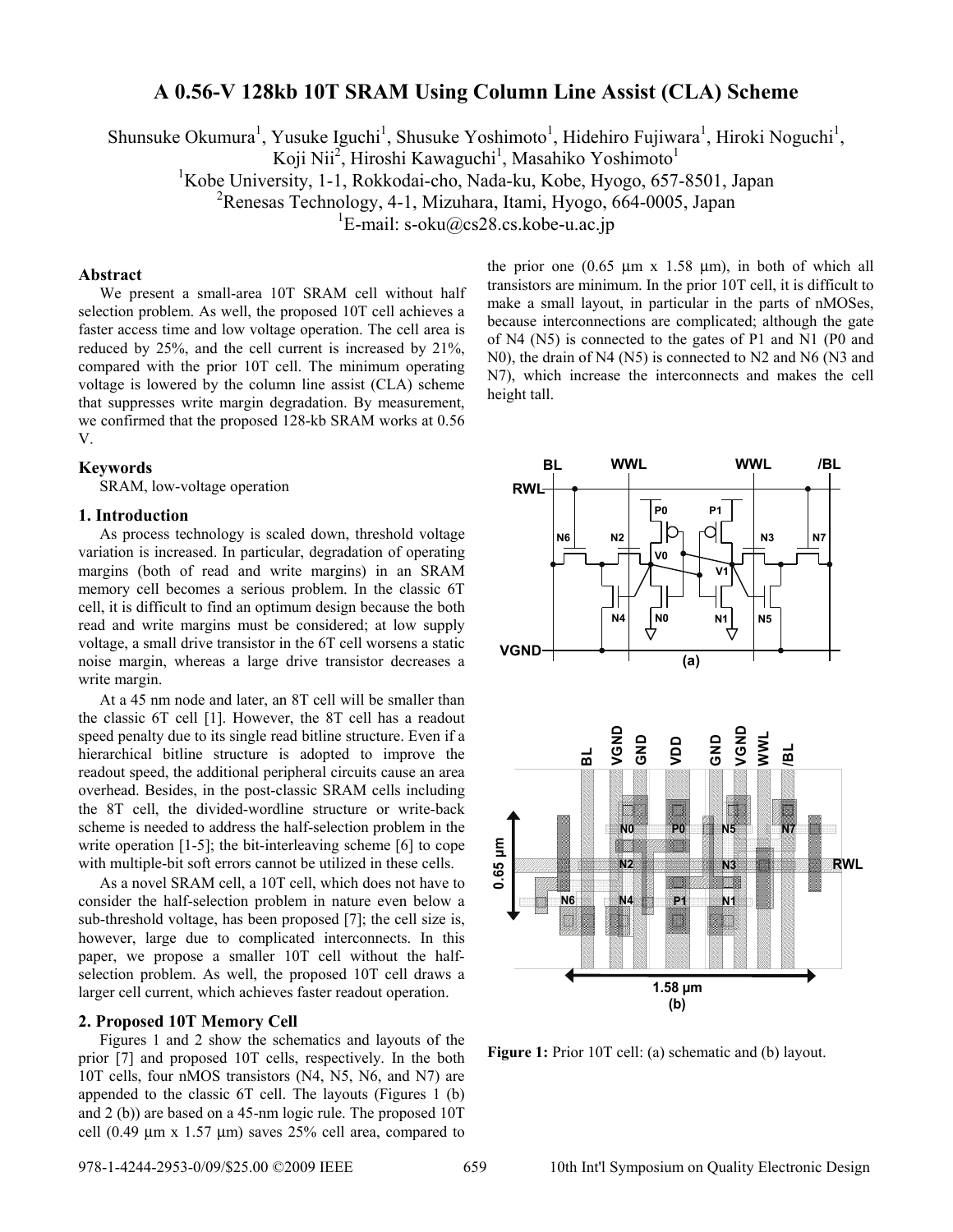# A 0.56-V 128kb 10T SRAM Using Column Line Assist (CLA) Scheme

Shunsuke Okumura[1], Yusuke Iguchi[1], Shusuke Yoshimoto[1], Hidehiro Fujiwara[1], Hiroki Noguchi[1], Koji Nii[2], Hiroshi Kawaguchi[1], Masahiko Yoshimoto[1]

[1]Kobe University, 1-1, Rokkodai-cho, Nada-ku, Kobe, Hyogo, 657-8501, Japan

[2]Renesas Technology, 4-1, Mizuhara, Itami, Hyogo, 664-0005, Japan

[1]E-mail: s-oku@cs28.cs.kobe-u.ac.jp

### Abstract

We present a small-area 10T SRAM cell without half selection problem. As well, the proposed 10T cell achieves a faster access time and low voltage operation. The cell area is reduced by 25%, and the cell current is increased by 21%, compared with the prior 10T cell. The minimum operating voltage is lowered by the column line assist (CLA) scheme that suppresses write margin degradation. By measurement, we confirmed that the proposed 128-kb SRAM works at 0.56 V.

### Keywords

SRAM, low-voltage operation

## 1. Introduction

As process technology is scaled down, threshold voltage variation is increased. In particular, degradation of operating margins (both of read and write margins) in an SRAM memory cell becomes a serious problem. In the classic 6T cell, it is difficult to find an optimum design because the both read and write margins must be considered; at low supply voltage, a small drive transistor in the 6T cell worsens a static noise margin, whereas a large drive transistor decreases a write margin.

At a 45 nm node and later, an 8T cell will be smaller than the classic 6T cell [1]. However, the 8T cell has a readout speed penalty due to its single read bitline structure. Even if a hierarchical bitline structure is adopted to improve the readout speed, the additional peripheral circuits cause an area overhead. Besides, in the post-classic SRAM cells including the 8T cell, the divided-wordline structure or write-back scheme is needed to address the half-selection problem in the write operation [1-5]; the bit-interleaving scheme [6] to cope with multiple-bit soft errors cannot be utilized in these cells.

As a novel SRAM cell, a 10T cell, which does not have to consider the half-selection problem in nature even below a sub-threshold voltage, has been proposed [7]; the cell size is, however, large due to complicated interconnects. In this paper, we propose a smaller 10T cell without the half-selection problem. As well, the proposed 10T cell draws a larger cell current, which achieves faster readout operation.

## 2. Proposed 10T Memory Cell

Figures 1 and 2 show the schematics and layouts of the prior [7] and proposed 10T cells, respectively. In the both 10T cells, four nMOS transistors (N4, N5, N6, and N7) are appended to the classic 6T cell. The layouts (Figures 1 (b) and 2 (b)) are based on a 45-nm logic rule. The proposed 10T cell (0.49 μm x 1.57 μm) saves 25% cell area, compared to the prior one (0.65 μm x 1.58 μm), in both of which all transistors are minimum. In the prior 10T cell, it is difficult to make a small layout, in particular in the parts of nMOSes, because interconnections are complicated; although the gate of N4 (N5) is connected to the gates of P1 and N1 (P0 and N0), the drain of N4 (N5) is connected to N2 and N6 (N3 and N7), which increase the interconnects and makes the cell height tall.

**Figure 1:** Prior 10T cell: (a) schematic and (b) layout.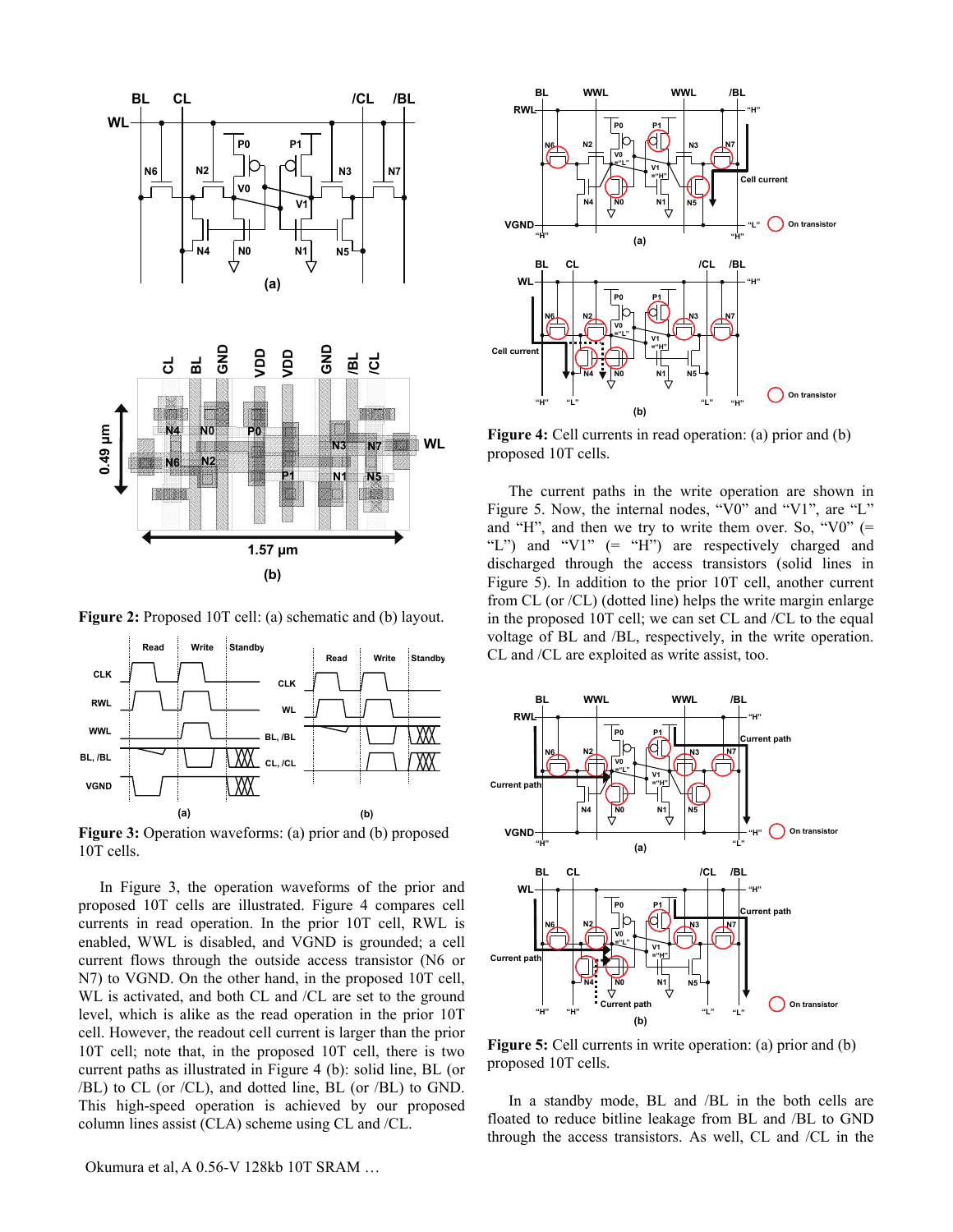**Figure 2:** Proposed 10T cell: (a) schematic and (b) layout.

**Figure 3:** Operation waveforms: (a) prior and (b) proposed 10T cells.

In Figure 3, the operation waveforms of the prior and proposed 10T cells are illustrated. Figure 4 compares cell currents in read operation. In the prior 10T cell, RWL is enabled, WWL is disabled, and VGND is grounded; a cell current flows through the outside access transistor (N6 or N7) to VGND. On the other hand, in the proposed 10T cell, WL is activated, and both CL and /CL are set to the ground level, which is alike as the read operation in the prior 10T cell. However, the readout cell current is larger than the prior 10T cell; note that, in the proposed 10T cell, there is two current paths as illustrated in Figure 4 (b): solid line, BL (or /BL) to CL (or /CL), and dotted line, BL (or /BL) to GND. This high-speed operation is achieved by our proposed column lines assist (CLA) scheme using CL and /CL.

**Figure 4:** Cell currents in read operation: (a) prior and (b) proposed 10T cells.

The current paths in the write operation are shown in Figure 5. Now, the internal nodes, "V0" and "V1", are "L" and "H", and then we try to write them over. So, "V0" (= "L") and "V1" (= "H") are respectively charged and discharged through the access transistors (solid lines in Figure 5). In addition to the prior 10T cell, another current from CL (or /CL) (dotted line) helps the write margin enlarge in the proposed 10T cell; we can set CL and /CL to the equal voltage of BL and /BL, respectively, in the write operation. CL and /CL are exploited as write assist, too.

**Figure 5:** Cell currents in write operation: (a) prior and (b) proposed 10T cells.

In a standby mode, BL and /BL in the both cells are floated to reduce bitline leakage from BL and /BL to GND through the access transistors. As well, CL and /CL in the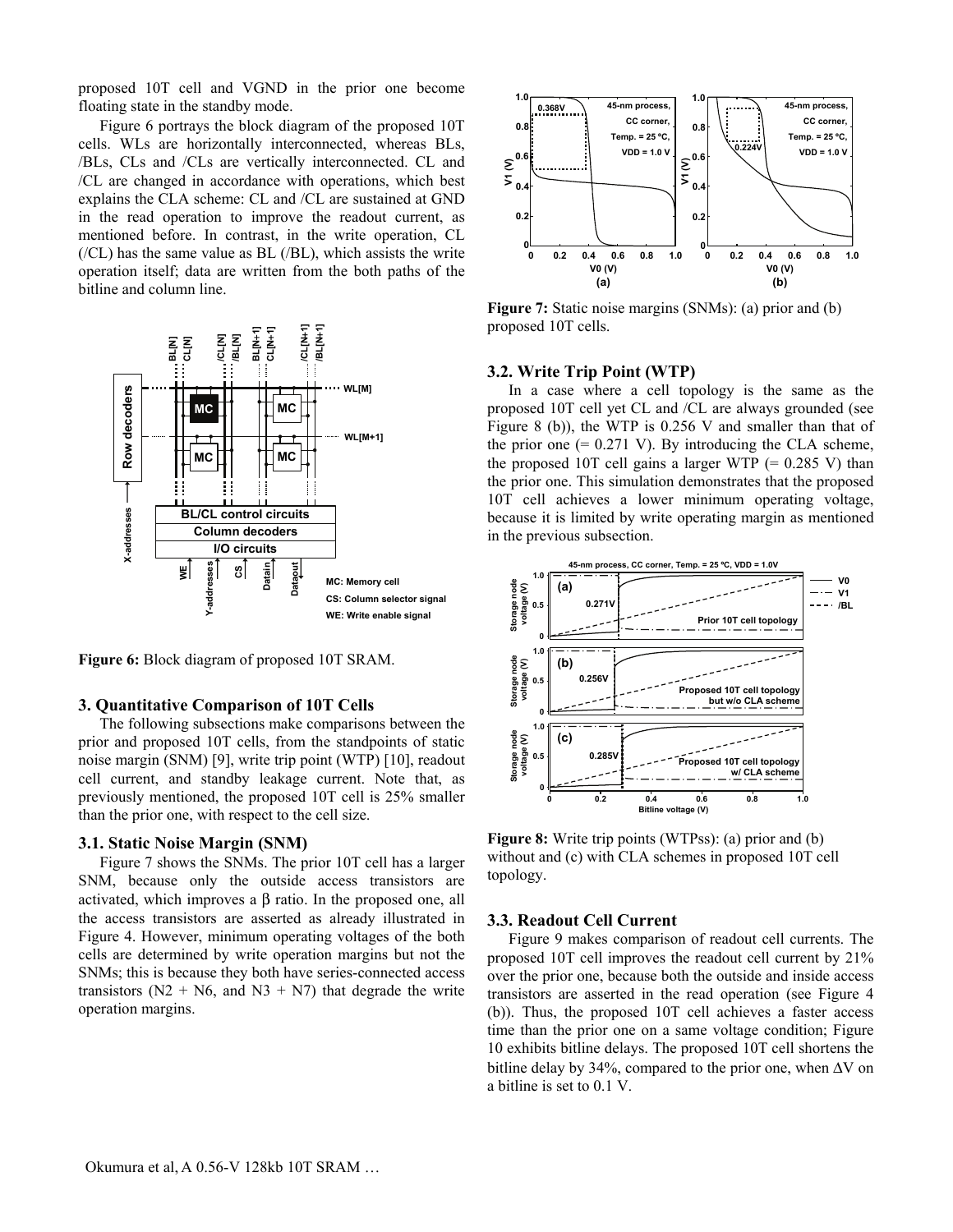proposed 10T cell and VGND in the prior one become floating state in the standby mode.

Figure 6 portrays the block diagram of the proposed 10T cells. WLs are horizontally interconnected, whereas BLs, /BLs, CLs and /CLs are vertically interconnected. CL and /CL are changed in accordance with operations, which best explains the CLA scheme: CL and /CL are sustained at GND in the read operation to improve the readout current, as mentioned before. In contrast, in the write operation, CL (/CL) has the same value as BL (/BL), which assists the write operation itself; data are written from the both paths of the bitline and column line.

**Figure 6:** Block diagram of proposed 10T SRAM.

## 3. Quantitative Comparison of 10T Cells

The following subsections make comparisons between the prior and proposed 10T cells, from the standpoints of static noise margin (SNM) [9], write trip point (WTP) [10], readout cell current, and standby leakage current. Note that, as previously mentioned, the proposed 10T cell is 25% smaller than the prior one, with respect to the cell size.

### 3.1. Static Noise Margin (SNM)

Figure 7 shows the SNMs. The prior 10T cell has a larger SNM, because only the outside access transistors are activated, which improves a $\beta$ ratio. In the proposed one, all the access transistors are asserted as already illustrated in Figure 4. However, minimum operating voltages of the both cells are determined by write operation margins but not the SNMs; this is because they both have series-connected access transistors (N2 + N6, and N3 + N7) that degrade the write operation margins.

**Figure 7:** Static noise margins (SNMs): (a) prior and (b) proposed 10T cells.

### 3.2. Write Trip Point (WTP)

In a case where a cell topology is the same as the proposed 10T cell yet CL and /CL are always grounded (see Figure 8 (b)), the WTP is 0.256 V and smaller than that of the prior one (= 0.271 V). By introducing the CLA scheme, the proposed 10T cell gains a larger WTP (= 0.285 V) than the prior one. This simulation demonstrates that the proposed 10T cell achieves a lower minimum operating voltage, because it is limited by write operating margin as mentioned in the previous subsection.

**Figure 8:** Write trip points (WTPss): (a) prior and (b) without and (c) with CLA schemes in proposed 10T cell topology.

### 3.3. Readout Cell Current

Figure 9 makes comparison of readout cell currents. The proposed 10T cell improves the readout cell current by 21% over the prior one, because both the outside and inside access transistors are asserted in the read operation (see Figure 4 (b)). Thus, the proposed 10T cell achieves a faster access time than the prior one on a same voltage condition; Figure 10 exhibits bitline delays. The proposed 10T cell shortens the bitline delay by 34%, compared to the prior one, when $\Delta V$ on a bitline is set to 0.1 V.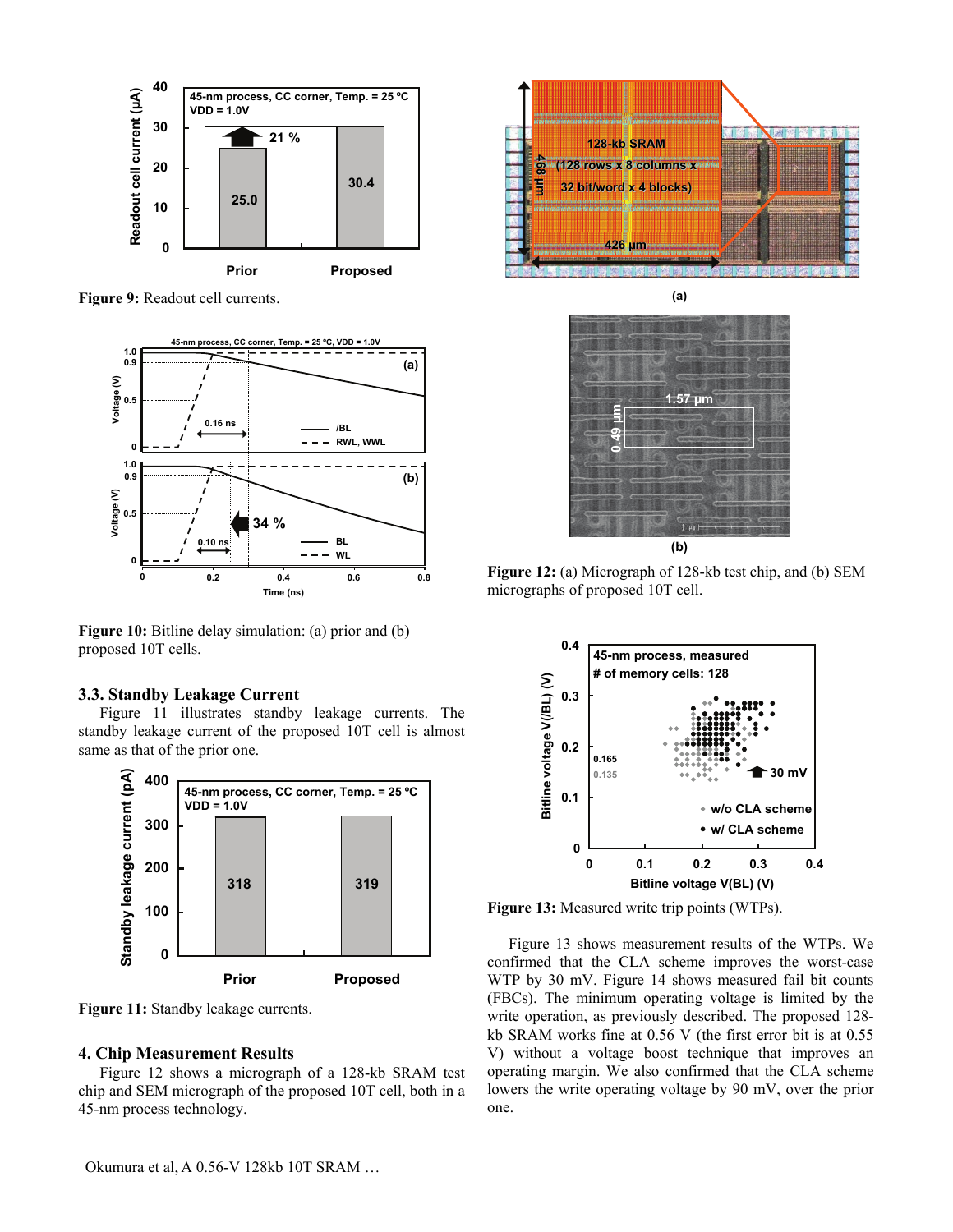Figure 9: Readout cell currents.

Figure 10: Bitline delay simulation: (a) prior and (b) proposed 10T cells.

### 3.3. Standby Leakage Current

Figure 11 illustrates standby leakage currents. The standby leakage current of the proposed 10T cell is almost same as that of the prior one.

Figure 11: Standby leakage currents.

## 4. Chip Measurement Results

Figure 12 shows a micrograph of a 128-kb SRAM test chip and SEM micrograph of the proposed 10T cell, both in a 45-nm process technology.

Figure 12: (a) Micrograph of 128-kb test chip, and (b) SEM micrographs of proposed 10T cell.

Figure 13: Measured write trip points (WTPs).

Figure 13 shows measurement results of the WTPs. We confirmed that the CLA scheme improves the worst-case WTP by 30 mV. Figure 14 shows measured fail bit counts (FBCs). The minimum operating voltage is limited by the write operation, as previously described. The proposed 128-kb SRAM works fine at 0.56 V (the first error bit is at 0.55 V) without a voltage boost technique that improves an operating margin. We also confirmed that the CLA scheme lowers the write operating voltage by 90 mV, over the prior one.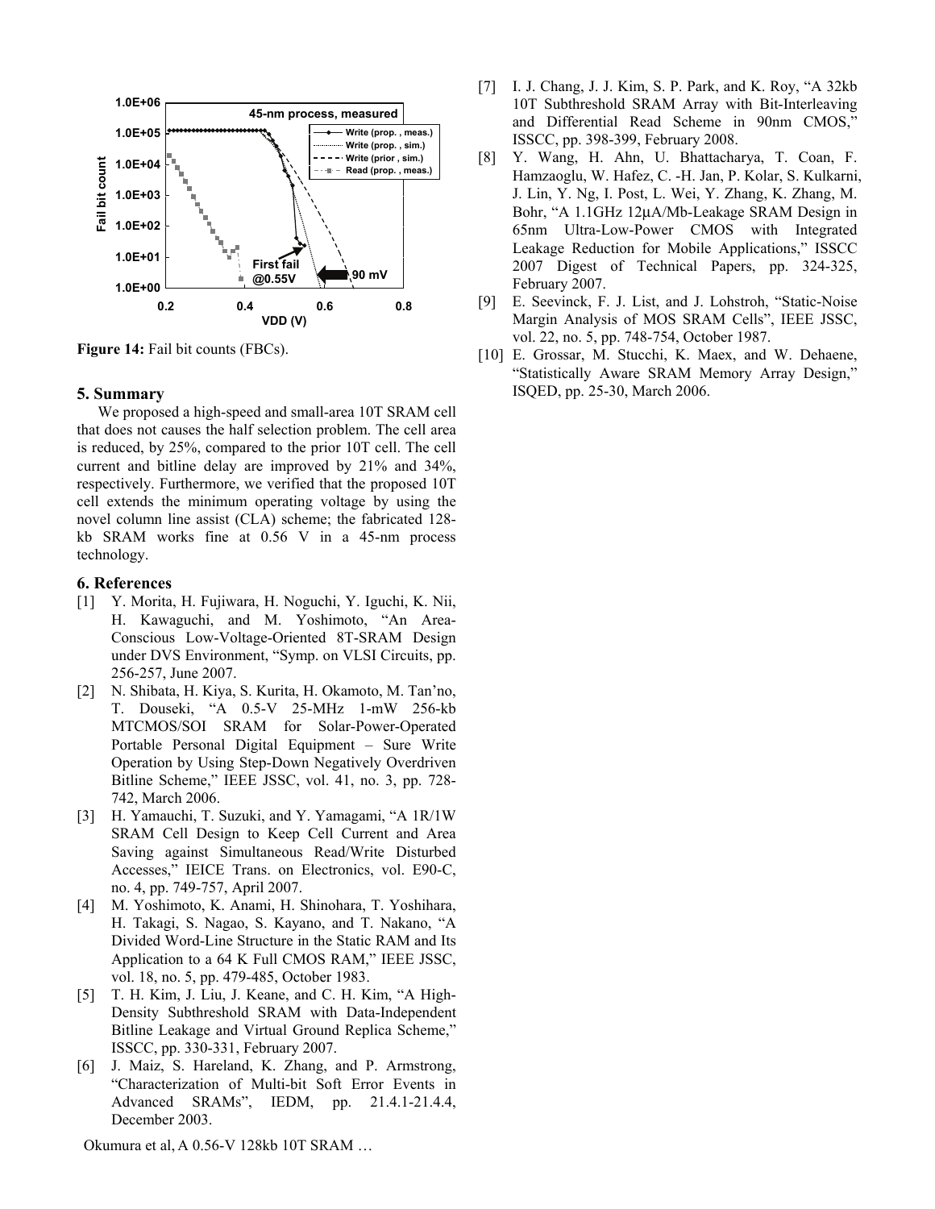1.0E+06

45-nm process, measured

1.0E+05

1.0E+04

1.0E+03

1.0E+02

1.0E+01

1.0E+00

Fail bit count

Write (prop. , meas.)

Write (prop. , sim.)

Write (prior , sim.)

Read (prop. , meas.)

First fail @0.55V

90 mV

0.2

0.4

0.6

0.8

VDD (V)

**Figure 14:** Fail bit counts (FBCs).

## 5. Summary

We proposed a high-speed and small-area 10T SRAM cell that does not causes the half selection problem. The cell area is reduced, by 25%, compared to the prior 10T cell. The cell current and bitline delay are improved by 21% and 34%, respectively. Furthermore, we verified that the proposed 10T cell extends the minimum operating voltage by using the novel column line assist (CLA) scheme; the fabricated 128-kb SRAM works fine at 0.56 V in a 45-nm process technology.

## 6. References

[1] Y. Morita, H. Fujiwara, H. Noguchi, Y. Iguchi, K. Nii, H. Kawaguchi, and M. Yoshimoto, "An Area-Conscious Low-Voltage-Oriented 8T-SRAM Design under DVS Environment, "Symp. on VLSI Circuits, pp. 256-257, June 2007.

[2] N. Shibata, H. Kiya, S. Kurita, H. Okamoto, M. Tan'no, T. Douseki, "A 0.5-V 25-MHz 1-mW 256-kb MTCMOS/SOI SRAM for Solar-Power-Operated Portable Personal Digital Equipment – Sure Write Operation by Using Step-Down Negatively Overdriven Bitline Scheme," IEEE JSSC, vol. 41, no. 3, pp. 728-742, March 2006.

[3] H. Yamauchi, T. Suzuki, and Y. Yamagami, "A 1R/1W SRAM Cell Design to Keep Cell Current and Area Saving against Simultaneous Read/Write Disturbed Accesses," IEICE Trans. on Electronics, vol. E90-C, no. 4, pp. 749-757, April 2007.

[4] M. Yoshimoto, K. Anami, H. Shinohara, T. Yoshihara, H. Takagi, S. Nagao, S. Kayano, and T. Nakano, "A Divided Word-Line Structure in the Static RAM and Its Application to a 64 K Full CMOS RAM," IEEE JSSC, vol. 18, no. 5, pp. 479-485, October 1983.

[5] T. H. Kim, J. Liu, J. Keane, and C. H. Kim, "A High-Density Subthreshold SRAM with Data-Independent Bitline Leakage and Virtual Ground Replica Scheme," ISSCC, pp. 330-331, February 2007.

[6] J. Maiz, S. Hareland, K. Zhang, and P. Armstrong, "Characterization of Multi-bit Soft Error Events in Advanced SRAMs", IEDM, pp. 21.4.1-21.4.4, December 2003.

[7] I. J. Chang, J. J. Kim, S. P. Park, and K. Roy, "A 32kb 10T Subthreshold SRAM Array with Bit-Interleaving and Differential Read Scheme in 90nm CMOS," ISSCC, pp. 398-399, February 2008.

[8] Y. Wang, H. Ahn, U. Bhattacharya, T. Coan, F. Hamzaoglu, W. Hafez, C. -H. Jan, P. Kolar, S. Kulkarni, J. Lin, Y. Ng, I. Post, L. Wei, Y. Zhang, K. Zhang, M. Bohr, "A 1.1GHz 12μA/Mb-Leakage SRAM Design in 65nm Ultra-Low-Power CMOS with Integrated Leakage Reduction for Mobile Applications," ISSCC 2007 Digest of Technical Papers, pp. 324-325, February 2007.

[9] E. Seevinck, F. J. List, and J. Lohstroh, "Static-Noise Margin Analysis of MOS SRAM Cells", IEEE JSSC, vol. 22, no. 5, pp. 748-754, October 1987.

[10] E. Grossar, M. Stucchi, K. Maex, and W. Dehaene, "Statistically Aware SRAM Memory Array Design," ISQED, pp. 25-30, March 2006.